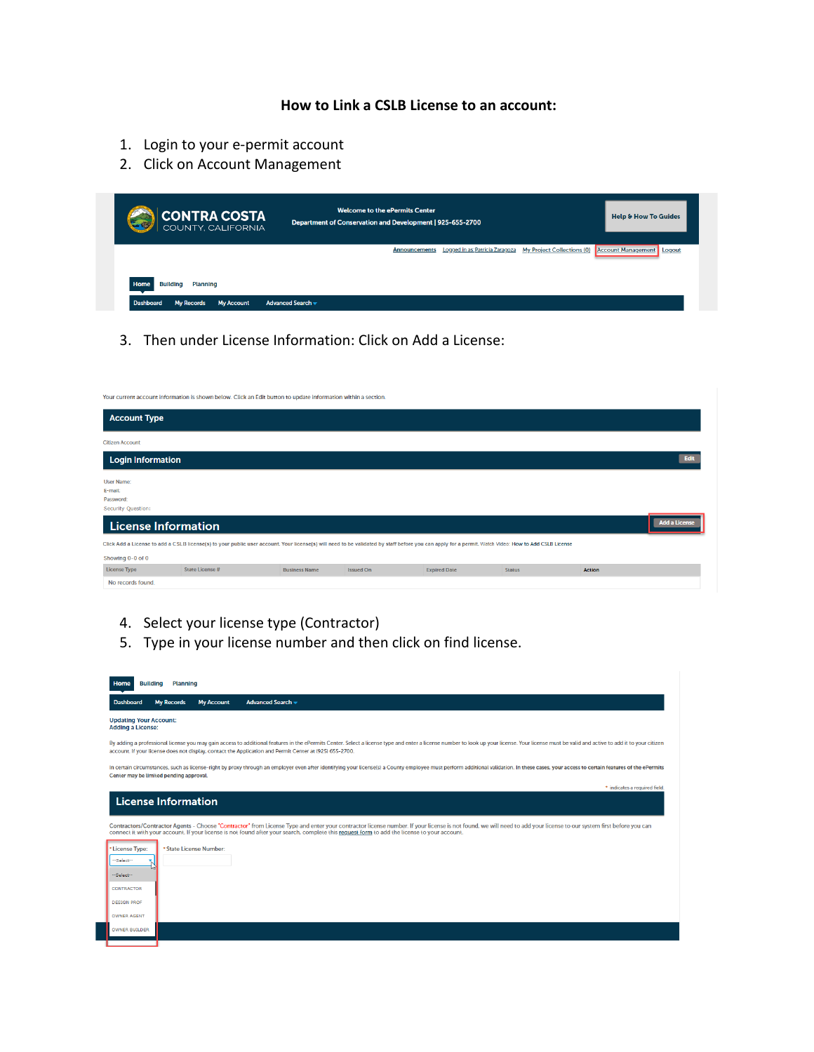## How to Link a CSLB License to an account:

1. Login to your e-permit account
2. Click on Account Management

3. Then under License Information: Click on Add a License:

4. Select your license type (Contractor)
5. Type in your license number and then click on find license.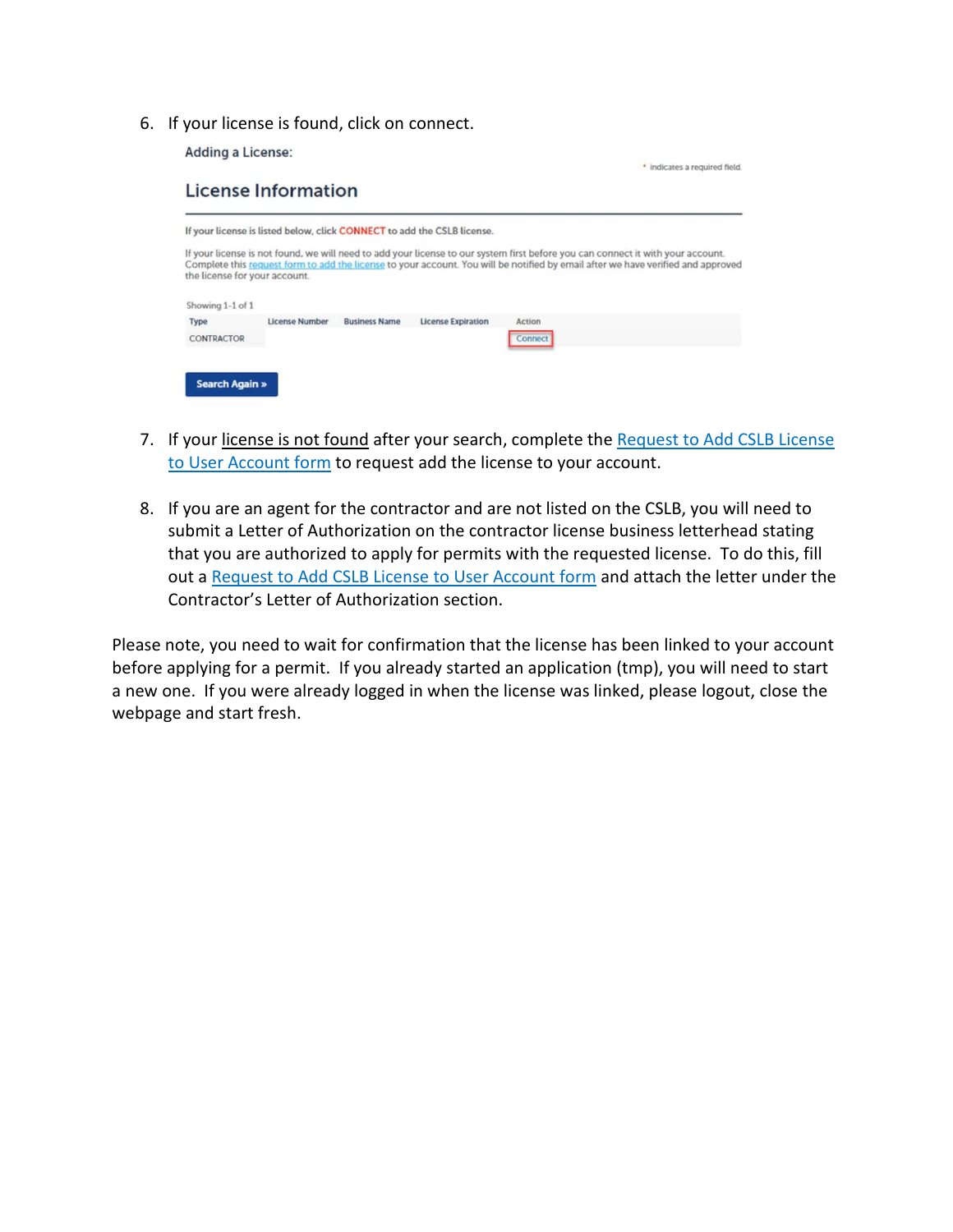6. If your license is found, click on connect.

Adding a License:

\* indicates a required field.

### License Information

If your license is listed below, click CONNECT to add the CSLB license.

If your license is not found, we will need to add your license to our system first before you can connect it with your account. Complete this request form to add the license to your account. You will be notified by email after we have verified and approved the license for your account.

Showing 1-1 of 1

| Type | License Number | Business Name | License Expiration | Action |
| --- | --- | --- | --- | --- |
| CONTRACTOR | | | | Connect |

Search Again »

7. If your license is not found after your search, complete the Request to Add CSLB License to User Account form to request add the license to your account.

8. If you are an agent for the contractor and are not listed on the CSLB, you will need to submit a Letter of Authorization on the contractor license business letterhead stating that you are authorized to apply for permits with the requested license. To do this, fill out a Request to Add CSLB License to User Account form and attach the letter under the Contractor's Letter of Authorization section.

Please note, you need to wait for confirmation that the license has been linked to your account before applying for a permit. If you already started an application (tmp), you will need to start a new one. If you were already logged in when the license was linked, please logout, close the webpage and start fresh.